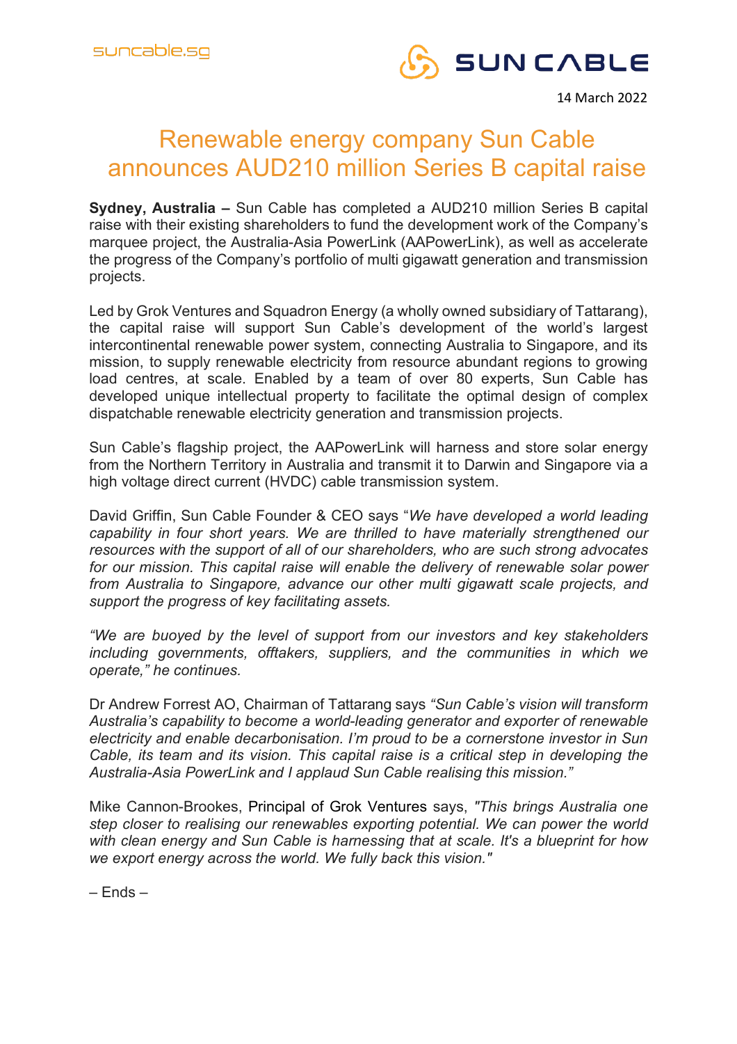suncable.sg

SUN CABLE

14 March 2022

# Renewable energy company Sun Cable announces AUD210 million Series B capital raise

**Sydney, Australia –** Sun Cable has completed a AUD210 million Series B capital raise with their existing shareholders to fund the development work of the Company's marquee project, the Australia-Asia PowerLink (AAPowerLink), as well as accelerate the progress of the Company's portfolio of multi gigawatt generation and transmission projects.

Led by Grok Ventures and Squadron Energy (a wholly owned subsidiary of Tattarang), the capital raise will support Sun Cable's development of the world's largest intercontinental renewable power system, connecting Australia to Singapore, and its mission, to supply renewable electricity from resource abundant regions to growing load centres, at scale. Enabled by a team of over 80 experts, Sun Cable has developed unique intellectual property to facilitate the optimal design of complex dispatchable renewable electricity generation and transmission projects.

Sun Cable's flagship project, the AAPowerLink will harness and store solar energy from the Northern Territory in Australia and transmit it to Darwin and Singapore via a high voltage direct current (HVDC) cable transmission system.

David Griffin, Sun Cable Founder & CEO says "*We have developed a world leading capability in four short years. We are thrilled to have materially strengthened our resources with the support of all of our shareholders, who are such strong advocates for our mission. This capital raise will enable the delivery of renewable solar power from Australia to Singapore, advance our other multi gigawatt scale projects, and support the progress of key facilitating assets.*

*"We are buoyed by the level of support from our investors and key stakeholders including governments, offtakers, suppliers, and the communities in which we operate," he continues.*

Dr Andrew Forrest AO, Chairman of Tattarang says *"Sun Cable's vision will transform Australia's capability to become a world-leading generator and exporter of renewable electricity and enable decarbonisation. I'm proud to be a cornerstone investor in Sun Cable, its team and its vision. This capital raise is a critical step in developing the Australia-Asia PowerLink and I applaud Sun Cable realising this mission."*

Mike Cannon-Brookes, Principal of Grok Ventures says, *"This brings Australia one step closer to realising our renewables exporting potential. We can power the world with clean energy and Sun Cable is harnessing that at scale. It's a blueprint for how we export energy across the world. We fully back this vision."*

– Ends –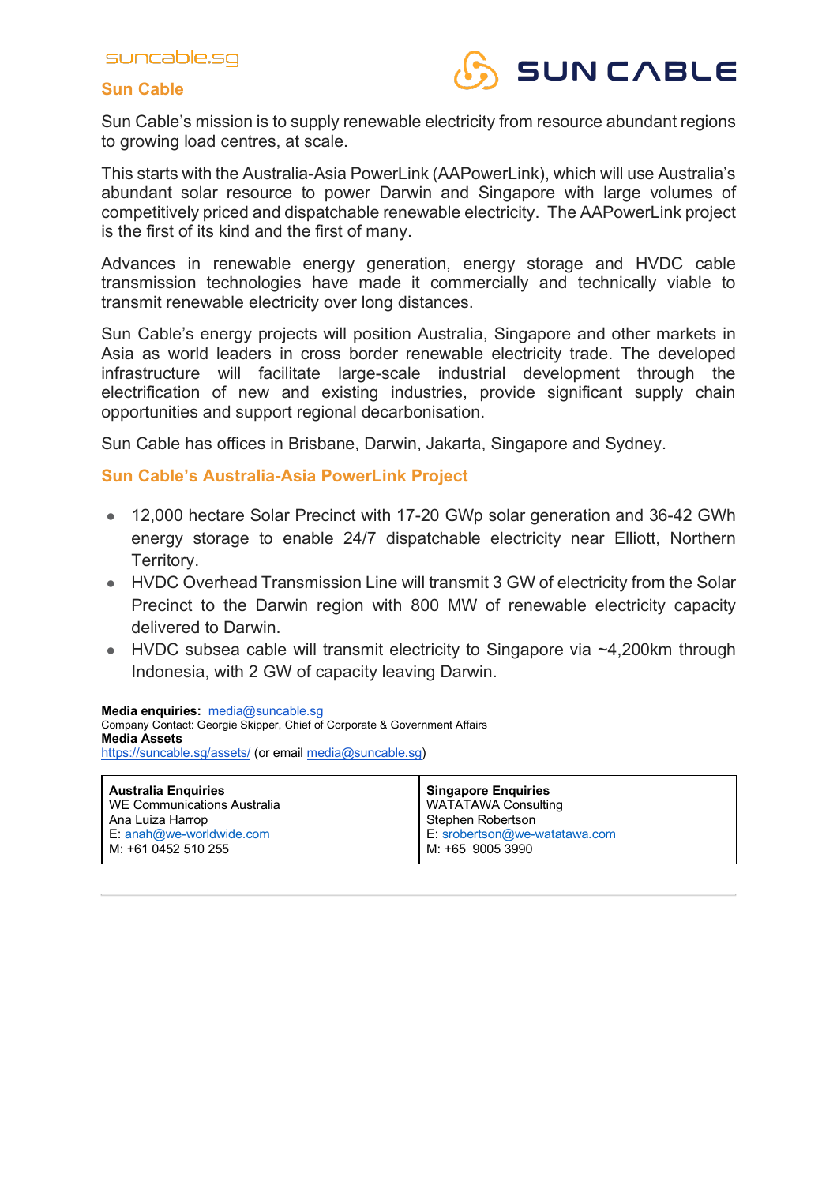suncable.sg

## Sun Cable

Sun Cable's mission is to supply renewable electricity from resource abundant regions to growing load centres, at scale.

This starts with the Australia-Asia PowerLink (AAPowerLink), which will use Australia's abundant solar resource to power Darwin and Singapore with large volumes of competitively priced and dispatchable renewable electricity. The AAPowerLink project is the first of its kind and the first of many.

Advances in renewable energy generation, energy storage and HVDC cable transmission technologies have made it commercially and technically viable to transmit renewable electricity over long distances.

Sun Cable's energy projects will position Australia, Singapore and other markets in Asia as world leaders in cross border renewable electricity trade. The developed infrastructure will facilitate large-scale industrial development through the electrification of new and existing industries, provide significant supply chain opportunities and support regional decarbonisation.

Sun Cable has offices in Brisbane, Darwin, Jakarta, Singapore and Sydney.

## Sun Cable's Australia-Asia PowerLink Project

- 12,000 hectare Solar Precinct with 17-20 GWp solar generation and 36-42 GWh energy storage to enable 24/7 dispatchable electricity near Elliott, Northern Territory.
- HVDC Overhead Transmission Line will transmit 3 GW of electricity from the Solar Precinct to the Darwin region with 800 MW of renewable electricity capacity delivered to Darwin.
- HVDC subsea cable will transmit electricity to Singapore via ~4,200km through Indonesia, with 2 GW of capacity leaving Darwin.

**Media enquiries:** media@suncable.sg
Company Contact: Georgie Skipper, Chief of Corporate & Government Affairs
**Media Assets**
https://suncable.sg/assets/ (or email media@suncable.sg)

| **Australia Enquiries** | **Singapore Enquiries** |
|---|---|
| WE Communications Australia | WATATAWA Consulting |
| Ana Luiza Harrop | Stephen Robertson |
| E: anah@we-worldwide.com | E: srobertson@we-watatawa.com |
| M: +61 0452 510 255 | M: +65 9005 3990 |